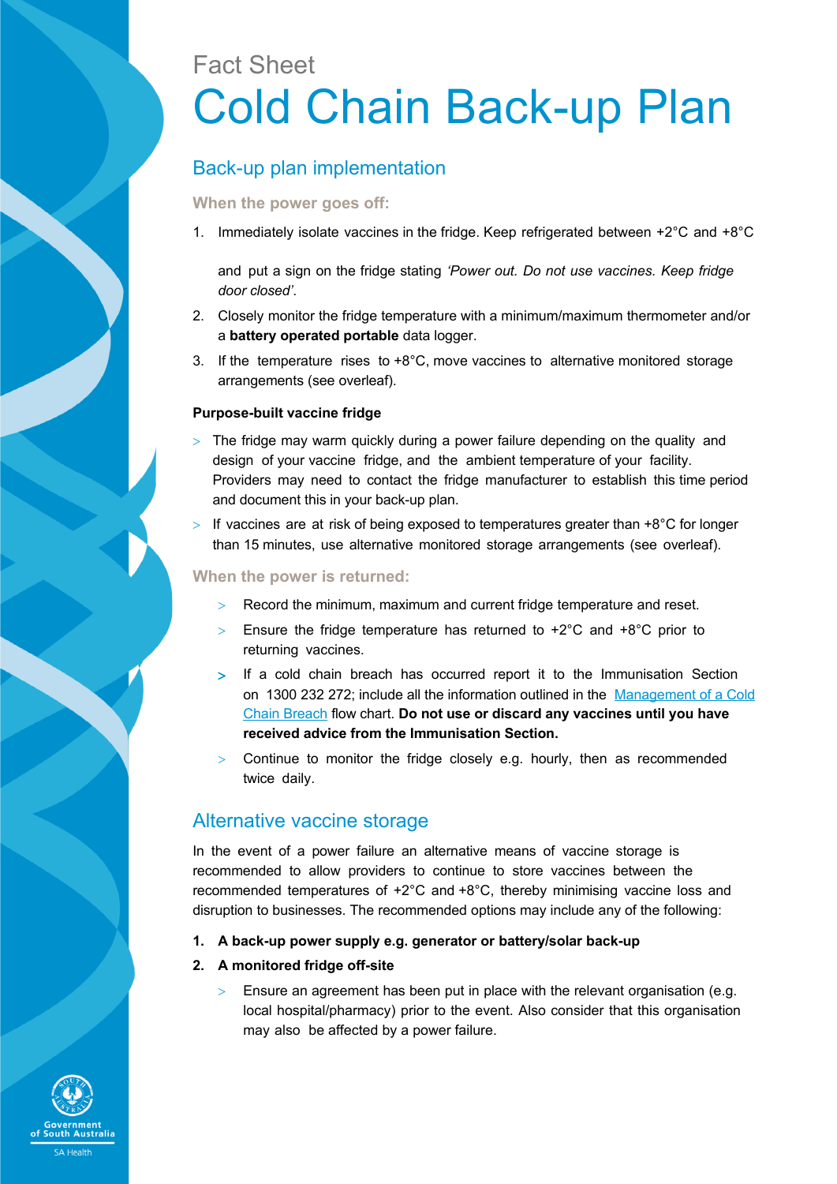Fact Sheet

# Cold Chain Back-up Plan

## Back-up plan implementation

### When the power goes off:

1. Immediately isolate vaccines in the fridge. Keep refrigerated between +2°C and +8°C and put a sign on the fridge stating *'Power out. Do not use vaccines. Keep fridge door closed'*.
2. Closely monitor the fridge temperature with a minimum/maximum thermometer and/or a **battery operated portable** data logger.
3. If the temperature rises to +8°C, move vaccines to alternative monitored storage arrangements (see overleaf).

**Purpose-built vaccine fridge**

- The fridge may warm quickly during a power failure depending on the quality and design of your vaccine fridge, and the ambient temperature of your facility. Providers may need to contact the fridge manufacturer to establish this time period and document this in your back-up plan.
- If vaccines are at risk of being exposed to temperatures greater than +8°C for longer than 15 minutes, use alternative monitored storage arrangements (see overleaf).

### When the power is returned:

- Record the minimum, maximum and current fridge temperature and reset.
- Ensure the fridge temperature has returned to +2°C and +8°C prior to returning vaccines.
- If a cold chain breach has occurred report it to the Immunisation Section on 1300 232 272; include all the information outlined in the Management of a Cold Chain Breach flow chart. **Do not use or discard any vaccines until you have received advice from the Immunisation Section.**
- Continue to monitor the fridge closely e.g. hourly, then as recommended twice daily.

## Alternative vaccine storage

In the event of a power failure an alternative means of vaccine storage is recommended to allow providers to continue to store vaccines between the recommended temperatures of +2°C and +8°C, thereby minimising vaccine loss and disruption to businesses. The recommended options may include any of the following:

1. **A back-up power supply e.g. generator or battery/solar back-up**
2. **A monitored fridge off-site**
   - Ensure an agreement has been put in place with the relevant organisation (e.g. local hospital/pharmacy) prior to the event. Also consider that this organisation may also be affected by a power failure.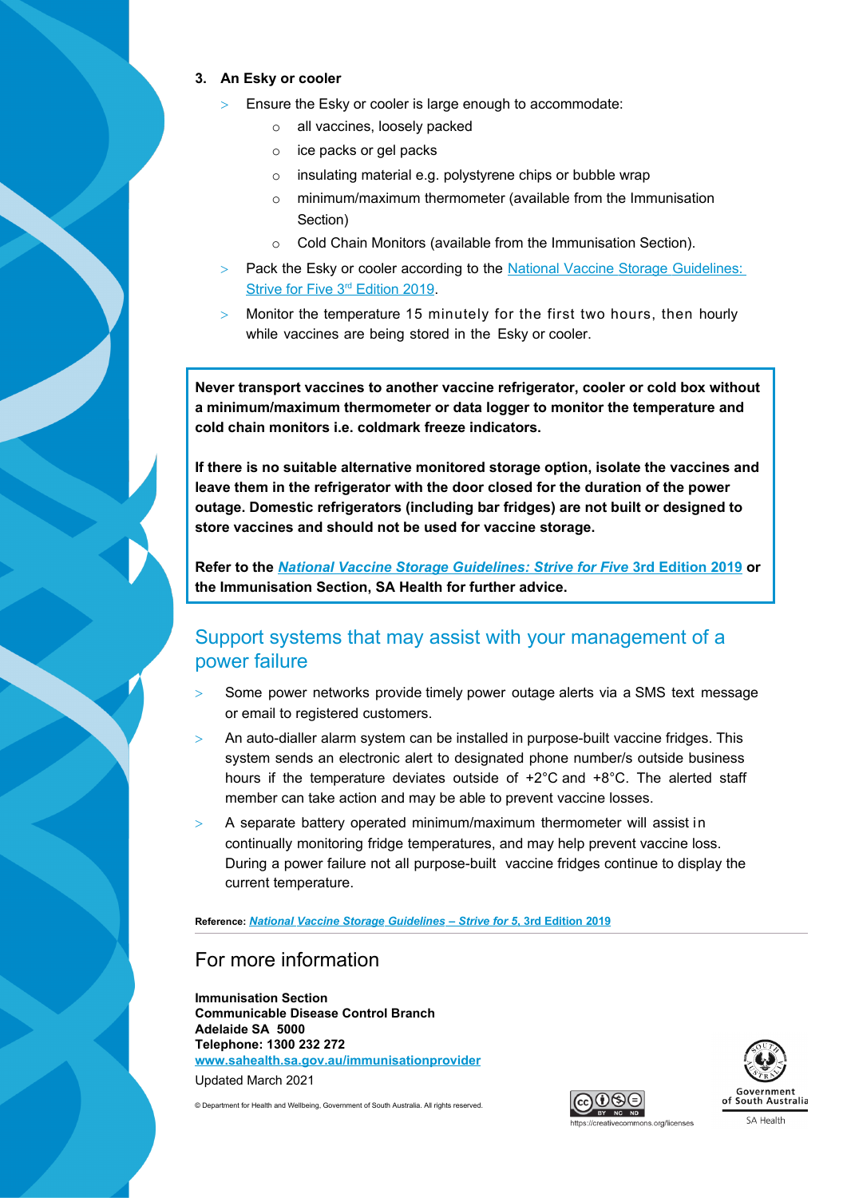### 3. An Esky or cooler

- Ensure the Esky or cooler is large enough to accommodate:
  - all vaccines, loosely packed
  - ice packs or gel packs
  - insulating material e.g. polystyrene chips or bubble wrap
  - minimum/maximum thermometer (available from the Immunisation Section)
  - Cold Chain Monitors (available from the Immunisation Section).
- Pack the Esky or cooler according to the National Vaccine Storage Guidelines: Strive for Five 3rd Edition 2019.
- Monitor the temperature 15 minutely for the first two hours, then hourly while vaccines are being stored in the Esky or cooler.

**Never transport vaccines to another vaccine refrigerator, cooler or cold box without a minimum/maximum thermometer or data logger to monitor the temperature and cold chain monitors i.e. coldmark freeze indicators.**

**If there is no suitable alternative monitored storage option, isolate the vaccines and leave them in the refrigerator with the door closed for the duration of the power outage. Domestic refrigerators (including bar fridges) are not built or designed to store vaccines and should not be used for vaccine storage.**

**Refer to the *National Vaccine Storage Guidelines: Strive for Five* 3rd Edition 2019 or the Immunisation Section, SA Health for further advice.**

## Support systems that may assist with your management of a power failure

- Some power networks provide timely power outage alerts via a SMS text message or email to registered customers.
- An auto-dialler alarm system can be installed in purpose-built vaccine fridges. This system sends an electronic alert to designated phone number/s outside business hours if the temperature deviates outside of +2°C and +8°C. The alerted staff member can take action and may be able to prevent vaccine losses.
- A separate battery operated minimum/maximum thermometer will assist in continually monitoring fridge temperatures, and may help prevent vaccine loss. During a power failure not all purpose-built vaccine fridges continue to display the current temperature.

**Reference:** ***National Vaccine Storage Guidelines – Strive for 5*, 3rd Edition 2019**

## For more information

**Immunisation Section**
**Communicable Disease Control Branch**
**Adelaide SA 5000**
**Telephone: 1300 232 272**
**www.sahealth.sa.gov.au/immunisationprovider**

Updated March 2021

© Department for Health and Wellbeing, Government of South Australia. All rights reserved.

https://creativecommons.org/licenses

Government of South Australia

SA Health